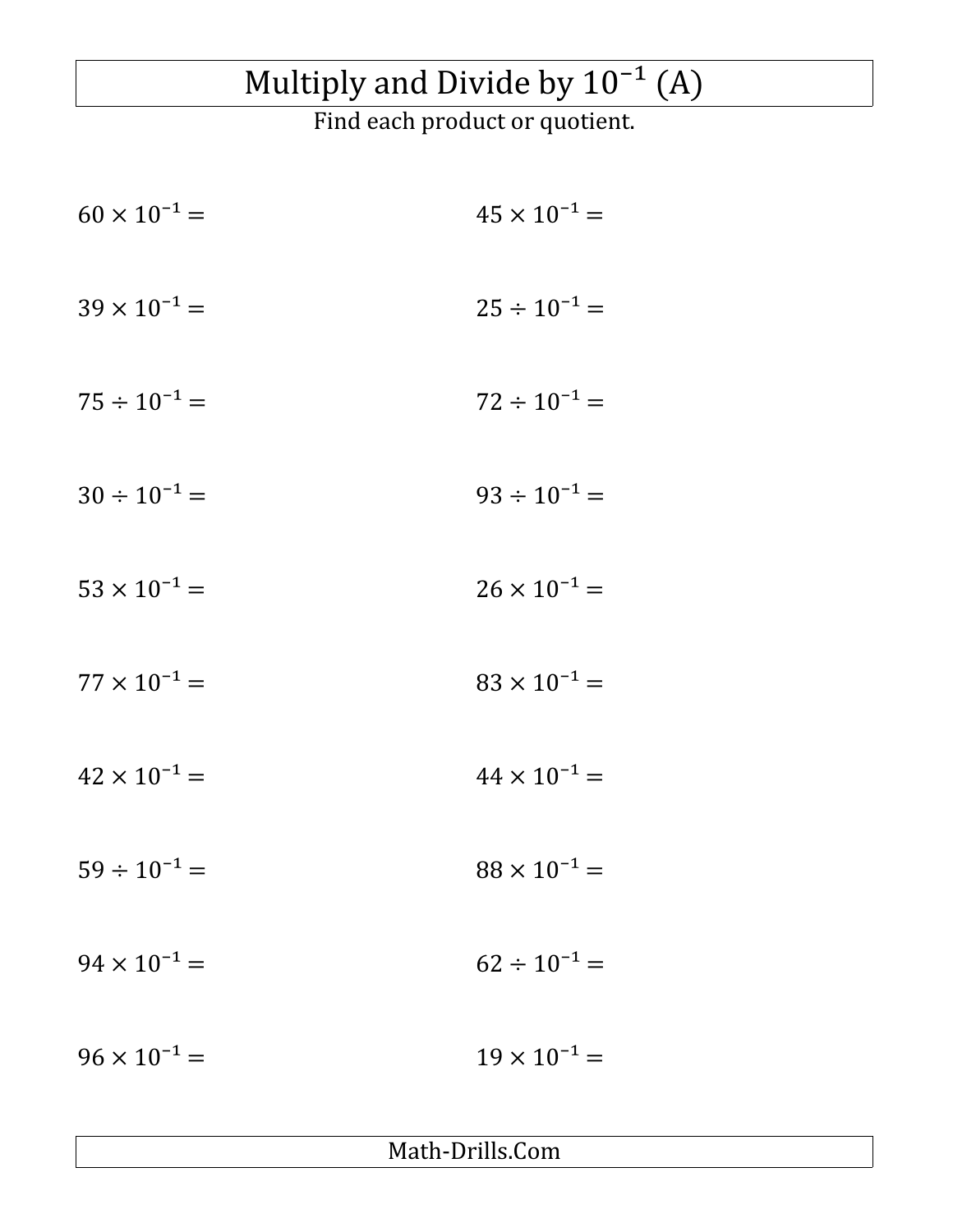# Multiply and Divide by $10^{-1}$ (A)

Find each product or quotient.

$60 \times 10^{-1} =$

$45 \times 10^{-1} =$

$39 \times 10^{-1} =$

$25 \div 10^{-1} =$

$75 \div 10^{-1} =$

$72 \div 10^{-1} =$

$30 \div 10^{-1} =$

$93 \div 10^{-1} =$

$53 \times 10^{-1} =$

$26 \times 10^{-1} =$

$77 \times 10^{-1} =$

$83 \times 10^{-1} =$

$42 \times 10^{-1} =$

$44 \times 10^{-1} =$

$59 \div 10^{-1} =$

$88 \times 10^{-1} =$

$94 \times 10^{-1} =$

$62 \div 10^{-1} =$

$96 \times 10^{-1} =$

$19 \times 10^{-1} =$

Math-Drills.Com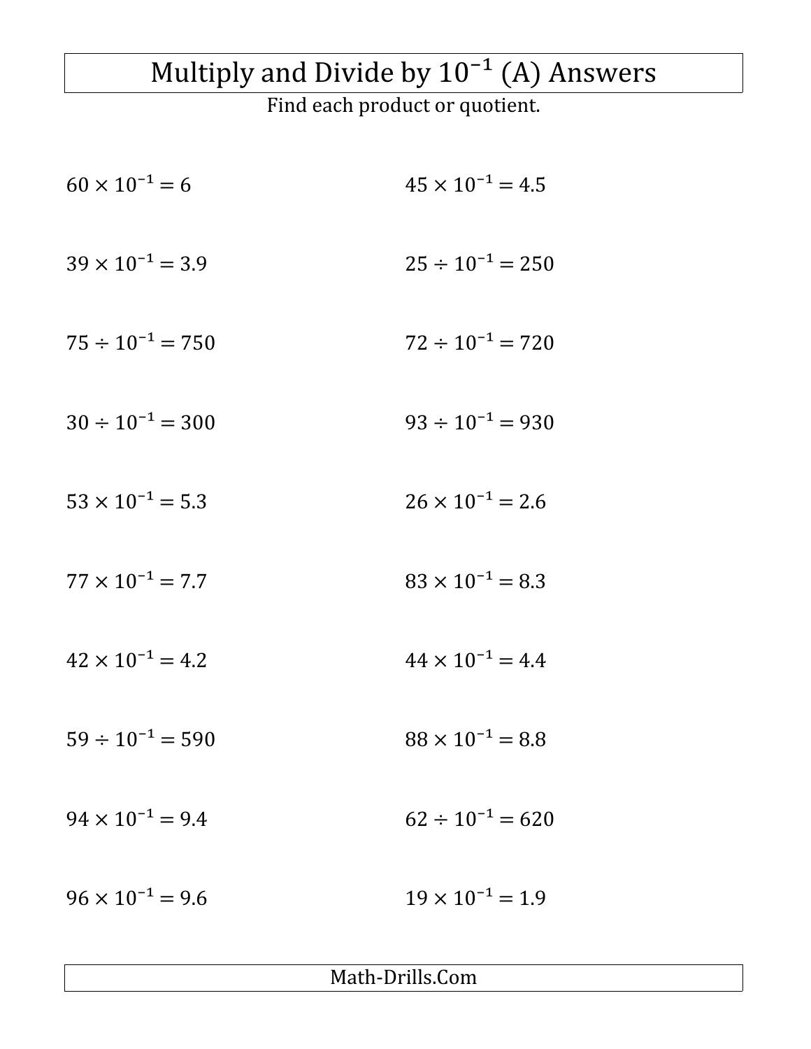# Multiply and Divide by $10^{-1}$ (A) Answers

Find each product or quotient.

$60 \times 10^{-1} = 6$

$39 \times 10^{-1} = 3.9$

$75 \div 10^{-1} = 750$

$30 \div 10^{-1} = 300$

$53 \times 10^{-1} = 5.3$

$77 \times 10^{-1} = 7.7$

$42 \times 10^{-1} = 4.2$

$59 \div 10^{-1} = 590$

$94 \times 10^{-1} = 9.4$

$96 \times 10^{-1} = 9.6$

$45 \times 10^{-1} = 4.5$

$25 \div 10^{-1} = 250$

$72 \div 10^{-1} = 720$

$93 \div 10^{-1} = 930$

$26 \times 10^{-1} = 2.6$

$83 \times 10^{-1} = 8.3$

$44 \times 10^{-1} = 4.4$

$88 \times 10^{-1} = 8.8$

$62 \div 10^{-1} = 620$

$19 \times 10^{-1} = 1.9$

Math-Drills.Com